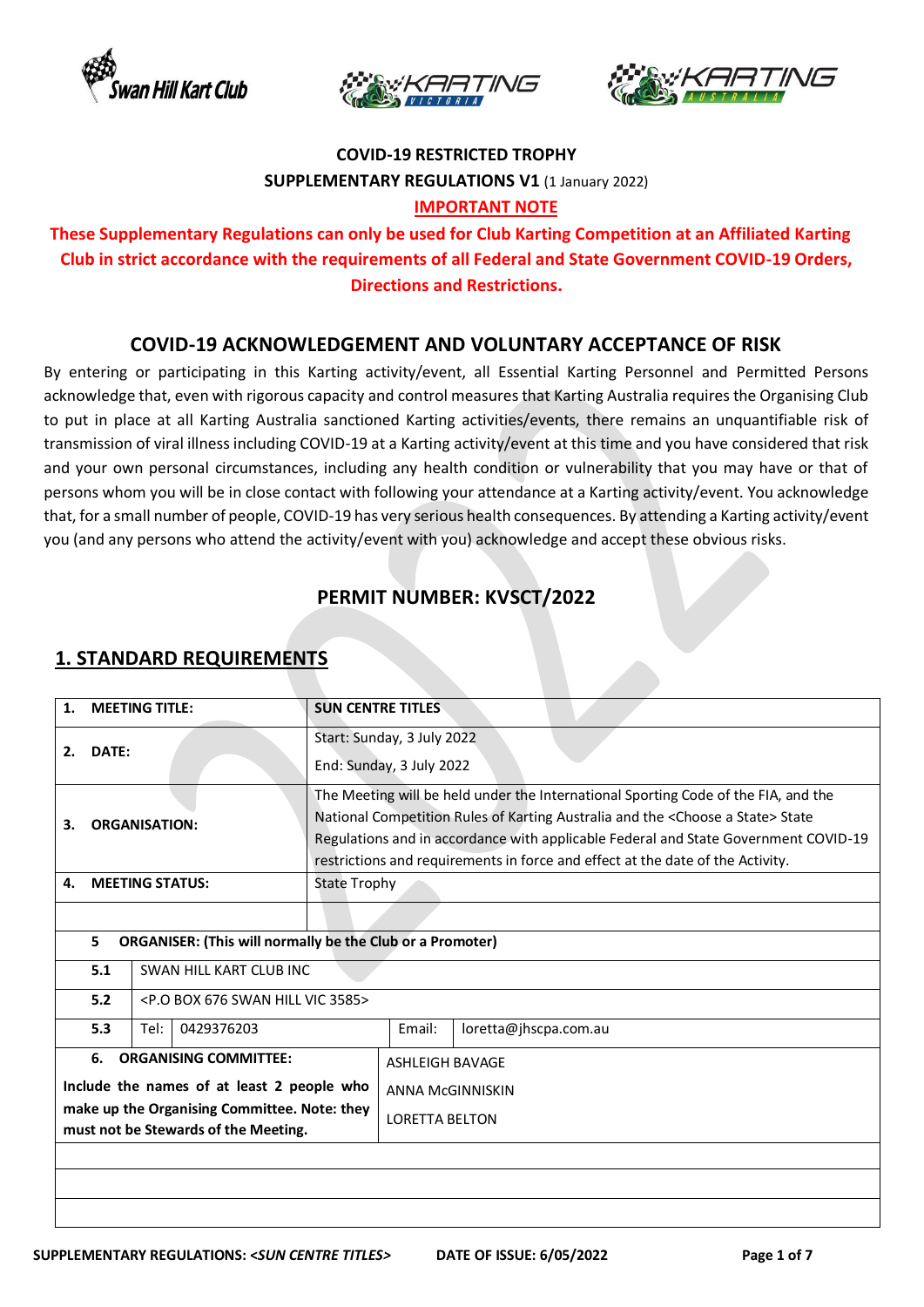**COVID-19 RESTRICTED TROPHY**

**SUPPLEMENTARY REGULATIONS V1** (1 January 2022)

**IMPORTANT NOTE**

**These Supplementary Regulations can only be used for Club Karting Competition at an Affiliated Karting Club in strict accordance with the requirements of all Federal and State Government COVID-19 Orders, Directions and Restrictions.**

## COVID-19 ACKNOWLEDGEMENT AND VOLUNTARY ACCEPTANCE OF RISK

By entering or participating in this Karting activity/event, all Essential Karting Personnel and Permitted Persons acknowledge that, even with rigorous capacity and control measures that Karting Australia requires the Organising Club to put in place at all Karting Australia sanctioned Karting activities/events, there remains an unquantifiable risk of transmission of viral illness including COVID-19 at a Karting activity/event at this time and you have considered that risk and your own personal circumstances, including any health condition or vulnerability that you may have or that of persons whom you will be in close contact with following your attendance at a Karting activity/event. You acknowledge that, for a small number of people, COVID-19 has very serious health consequences. By attending a Karting activity/event you (and any persons who attend the activity/event with you) acknowledge and accept these obvious risks.

## PERMIT NUMBER: KVSCT/2022

## 1. STANDARD REQUIREMENTS

| | | | | |
|---|---|---|---|---|
| **1. MEETING TITLE:** | **SUN CENTRE TITLES** | | | |
| **2. DATE:** | Start: Sunday, 3 July 2022<br>End: Sunday, 3 July 2022 | | | |
| **3. ORGANISATION:** | The Meeting will be held under the International Sporting Code of the FIA, and the National Competition Rules of Karting Australia and the <Choose a State> State Regulations and in accordance with applicable Federal and State Government COVID-19 restrictions and requirements in force and effect at the date of the Activity. | | | |
| **4. MEETING STATUS:** | State Trophy | | | |
| | | | | |
| **5 ORGANISER: (This will normally be the Club or a Promoter)** | | | | |
| **5.1** | SWAN HILL KART CLUB INC | | | |
| **5.2** | <P.O BOX 676 SWAN HILL VIC 3585> | | | |
| **5.3** | Tel: | 0429376203 | Email: | loretta@jhscpa.com.au |
| **6. ORGANISING COMMITTEE:**<br>**Include the names of at least 2 people who make up the Organising Committee. Note: they must not be Stewards of the Meeting.** | ASHLEIGH BAVAGE<br>ANNA McGINNISKIN<br>LORETTA BELTON | | | |
| | | | | |
| | | | | |
| | | | | |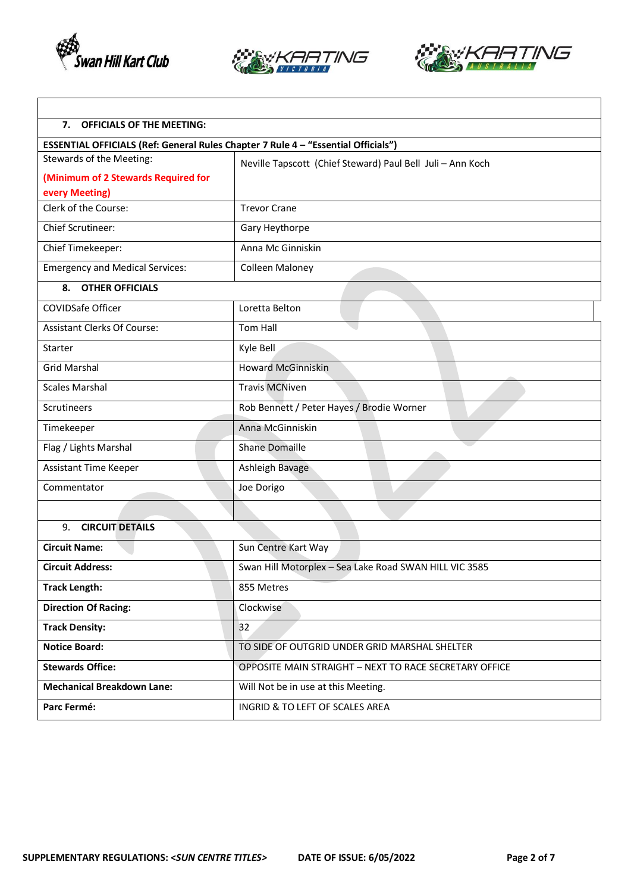## 7. OFFICIALS OF THE MEETING:

| ESSENTIAL OFFICIALS (Ref: General Rules Chapter 7 Rule 4 – "Essential Officials") | |
|---|---|
| Stewards of the Meeting: (Minimum of 2 Stewards Required for every Meeting) | Neville Tapscott (Chief Steward) Paul Bell Juli – Ann Koch |
| Clerk of the Course: | Trevor Crane |
| Chief Scrutineer: | Gary Heythorpe |
| Chief Timekeeper: | Anna Mc Ginniskin |
| Emergency and Medical Services: | Colleen Maloney |

## 8. OTHER OFFICIALS

| | |
|---|---|
| COVIDSafe Officer | Loretta Belton |
| Assistant Clerks Of Course: | Tom Hall |
| Starter | Kyle Bell |
| Grid Marshal | Howard McGinniskin |
| Scales Marshal | Travis MCNiven |
| Scrutineers | Rob Bennett / Peter Hayes / Brodie Worner |
| Timekeeper | Anna McGinniskin |
| Flag / Lights Marshal | Shane Domaille |
| Assistant Time Keeper | Ashleigh Bavage |
| Commentator | Joe Dorigo |
| | |

## 9. CIRCUIT DETAILS

| | |
|---|---|
| **Circuit Name:** | Sun Centre Kart Way |
| **Circuit Address:** | Swan Hill Motorplex – Sea Lake Road SWAN HILL VIC 3585 |
| **Track Length:** | 855 Metres |
| **Direction Of Racing:** | Clockwise |
| **Track Density:** | 32 |
| **Notice Board:** | TO SIDE OF OUTGRID UNDER GRID MARSHAL SHELTER |
| **Stewards Office:** | OPPOSITE MAIN STRAIGHT – NEXT TO RACE SECRETARY OFFICE |
| **Mechanical Breakdown Lane:** | Will Not be in use at this Meeting. |
| **Parc Fermé:** | INGRID & TO LEFT OF SCALES AREA |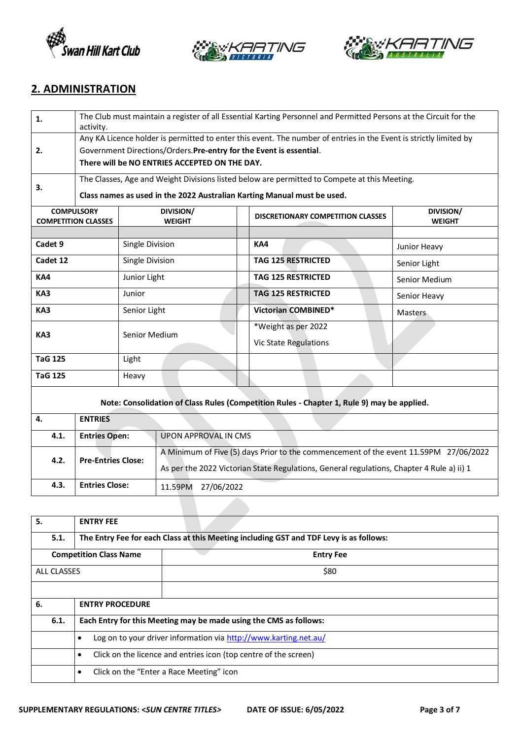## 2. ADMINISTRATION

| | |
|---|---|
| **1.** | The Club must maintain a register of all Essential Karting Personnel and Permitted Persons at the Circuit for the activity. |
| **2.** | Any KA Licence holder is permitted to enter this event. The number of entries in the Event is strictly limited by Government Directions/Orders.**Pre-entry for the Event is essential**.<br>**There will be NO ENTRIES ACCEPTED ON THE DAY.** |
| **3.** | The Classes, Age and Weight Divisions listed below are permitted to Compete at this Meeting.<br>**Class names as used in the 2022 Australian Karting Manual must be used.** |

| COMPULSORY COMPETITION CLASSES | DIVISION/ WEIGHT | | DISCRETIONARY COMPETITION CLASSES | DIVISION/ WEIGHT |
|---|---|---|---|---|
| | | | | |
| **Cadet 9** | Single Division | | **KA4** | Junior Heavy |
| **Cadet 12** | Single Division | | **TAG 125 RESTRICTED** | Senior Light |
| **KA4** | Junior Light | | **TAG 125 RESTRICTED** | Senior Medium |
| **KA3** | Junior | | **TAG 125 RESTRICTED** | Senior Heavy |
| **KA3** | Senior Light | | **Victorian COMBINED*** | Masters |
| **KA3** | Senior Medium | | *Weight as per 2022 Vic State Regulations | |
| **TaG 125** | Light | | | |
| **TaG 125** | Heavy | | | |

**Note: Consolidation of Class Rules (Competition Rules - Chapter 1, Rule 9) may be applied.**

| **4.** | **ENTRIES** | |
|---|---|---|
| **4.1.** | **Entries Open:** | UPON APPROVAL IN CMS |
| **4.2.** | **Pre-Entries Close:** | A Minimum of Five (5) days Prior to the commencement of the event 11.59PM 27/06/2022<br>As per the 2022 Victorian State Regulations, General regulations, Chapter 4 Rule a) ii) 1 |
| **4.3.** | **Entries Close:** | 11.59PM 27/06/2022 |

| **5.** | **ENTRY FEE** |
|---|---|
| **5.1.** | **The Entry Fee for each Class at this Meeting including GST and TDF Levy is as follows:** |
| **Competition Class Name** | **Entry Fee** |
| ALL CLASSES | $80 |
| | |
| **6.** | **ENTRY PROCEDURE** |
| **6.1.** | **Each Entry for this Meeting may be made using the CMS as follows:** |
| | • Log on to your driver information via http://www.karting.net.au/ |
| | • Click on the licence and entries icon (top centre of the screen) |
| | • Click on the "Enter a Race Meeting" icon |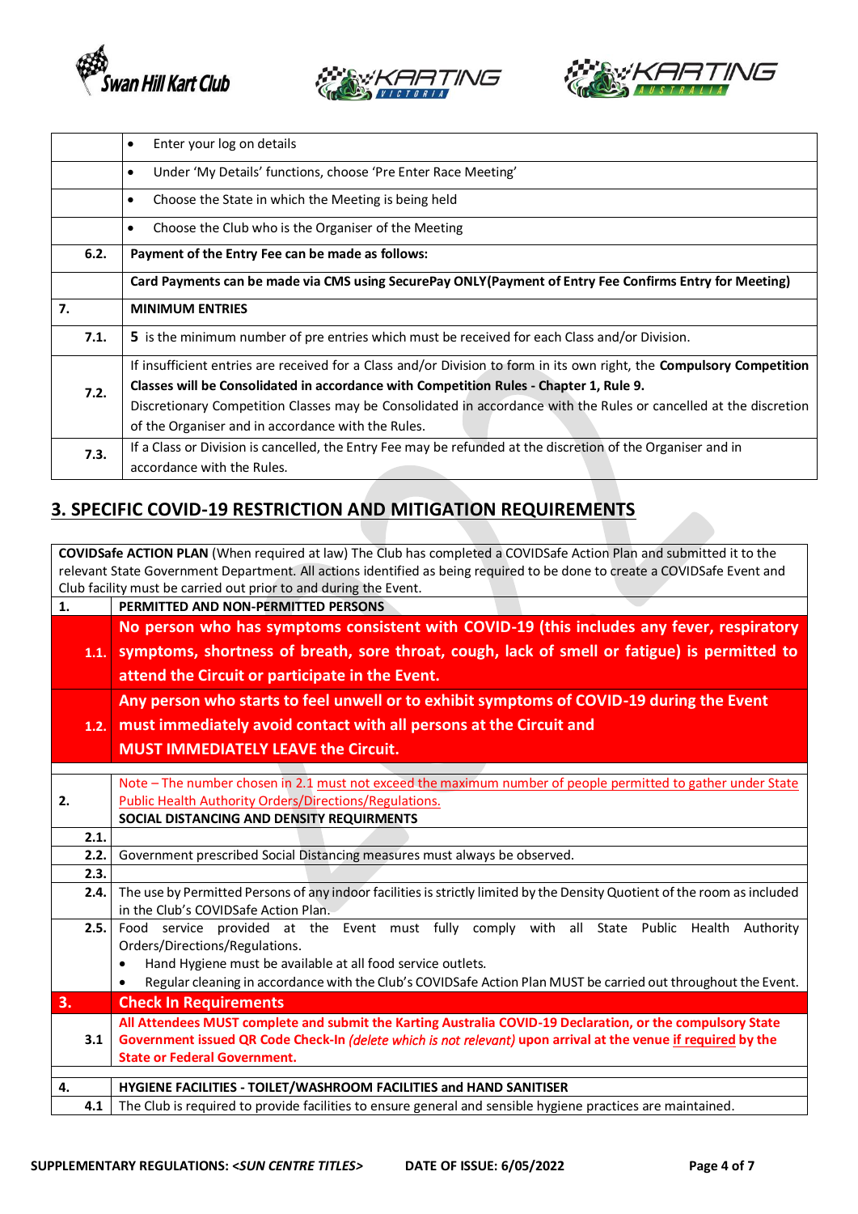| | |
|---|---|
| | • Enter your log on details |
| | • Under 'My Details' functions, choose 'Pre Enter Race Meeting' |
| | • Choose the State in which the Meeting is being held |
| | • Choose the Club who is the Organiser of the Meeting |
| **6.2.** | **Payment of the Entry Fee can be made as follows:** |
| | **Card Payments can be made via CMS using SecurePay ONLY(Payment of Entry Fee Confirms Entry for Meeting)** |
| **7.** | **MINIMUM ENTRIES** |
| **7.1.** | **5** is the minimum number of pre entries which must be received for each Class and/or Division. |
| **7.2.** | If insufficient entries are received for a Class and/or Division to form in its own right, the **Compulsory Competition Classes will be Consolidated in accordance with Competition Rules - Chapter 1, Rule 9.** Discretionary Competition Classes may be Consolidated in accordance with the Rules or cancelled at the discretion of the Organiser and in accordance with the Rules. |
| **7.3.** | If a Class or Division is cancelled, the Entry Fee may be refunded at the discretion of the Organiser and in accordance with the Rules. |

## 3. SPECIFIC COVID-19 RESTRICTION AND MITIGATION REQUIREMENTS

**COVIDSafe ACTION PLAN** (When required at law) The Club has completed a COVIDSafe Action Plan and submitted it to the relevant State Government Department. All actions identified as being required to be done to create a COVIDSafe Event and Club facility must be carried out prior to and during the Event.

| | |
|---|---|
| **1.** | **PERMITTED AND NON-PERMITTED PERSONS** |
| **1.1.** | **No person who has symptoms consistent with COVID-19 (this includes any fever, respiratory symptoms, shortness of breath, sore throat, cough, lack of smell or fatigue) is permitted to attend the Circuit or participate in the Event.** |
| **1.2.** | **Any person who starts to feel unwell or to exhibit symptoms of COVID-19 during the Event must immediately avoid contact with all persons at the Circuit and MUST IMMEDIATELY LEAVE the Circuit.** |
| | |
| **2.** | Note – The number chosen in 2.1 must not exceed the maximum number of people permitted to gather under State Public Health Authority Orders/Directions/Regulations. **SOCIAL DISTANCING AND DENSITY REQUIRMENTS** |
| **2.1.** | |
| **2.2.** | Government prescribed Social Distancing measures must always be observed. |
| **2.3.** | |
| **2.4.** | The use by Permitted Persons of any indoor facilities is strictly limited by the Density Quotient of the room as included in the Club's COVIDSafe Action Plan. |
| **2.5.** | Food service provided at the Event must fully comply with all State Public Health Authority Orders/Directions/Regulations. • Hand Hygiene must be available at all food service outlets. • Regular cleaning in accordance with the Club's COVIDSafe Action Plan MUST be carried out throughout the Event. |
| **3.** | **Check In Requirements** |
| **3.1** | **All Attendees MUST complete and submit the Karting Australia COVID-19 Declaration, or the compulsory State Government issued QR Code Check-In** *(delete which is not relevant)* **upon arrival at the venue if required by the State or Federal Government.** |
| | |
| **4.** | **HYGIENE FACILITIES - TOILET/WASHROOM FACILITIES and HAND SANITISER** |
| **4.1** | The Club is required to provide facilities to ensure general and sensible hygiene practices are maintained. |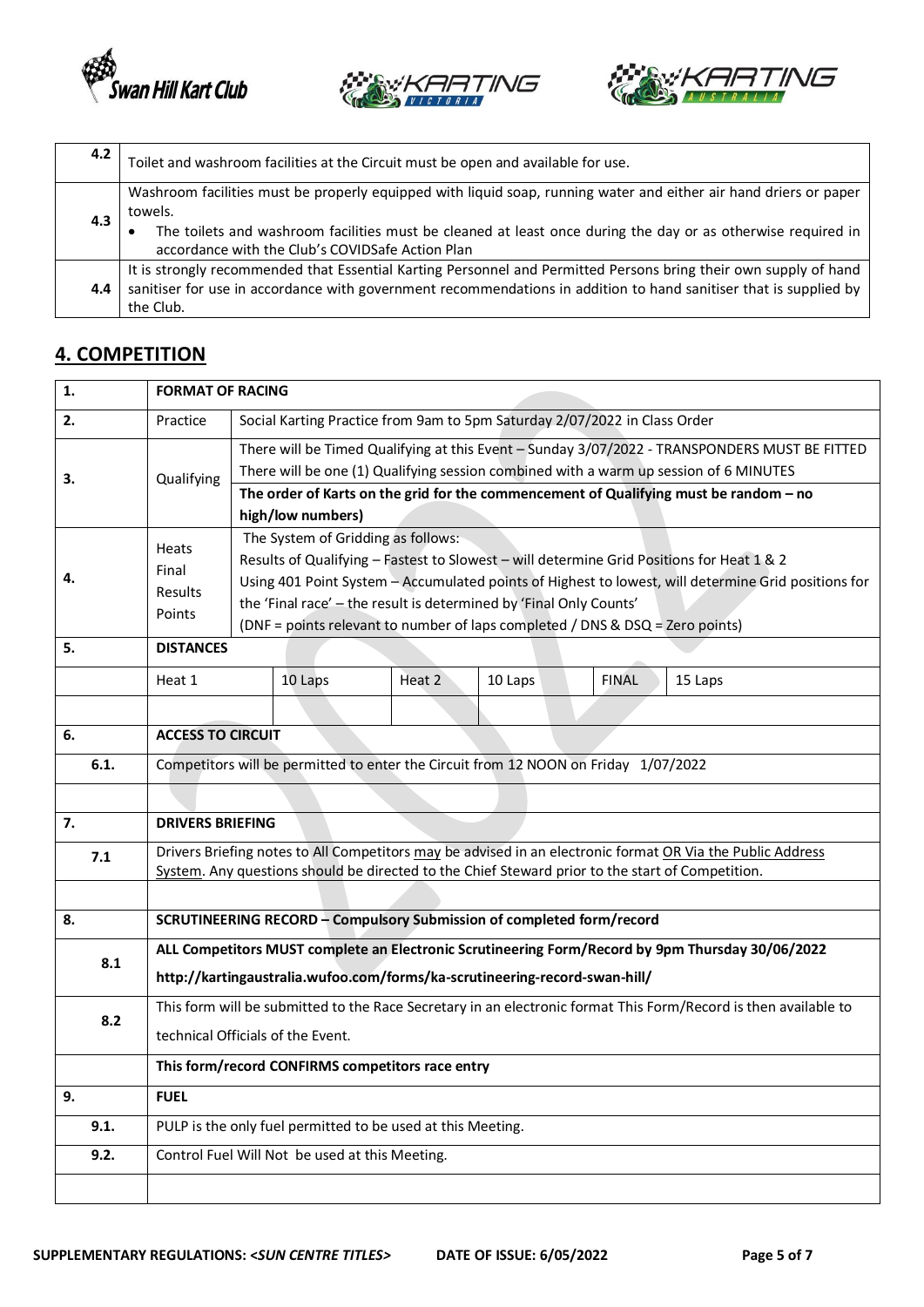| | |
|---|---|
| 4.2 | Toilet and washroom facilities at the Circuit must be open and available for use. |
| 4.3 | Washroom facilities must be properly equipped with liquid soap, running water and either air hand driers or paper towels.<br>• The toilets and washroom facilities must be cleaned at least once during the day or as otherwise required in accordance with the Club's COVIDSafe Action Plan |
| 4.4 | It is strongly recommended that Essential Karting Personnel and Permitted Persons bring their own supply of hand sanitiser for use in accordance with government recommendations in addition to hand sanitiser that is supplied by the Club. |

## 4. COMPETITION

| | | | | | | | |
|---|---|---|---|---|---|---|---|
| **1.** | **FORMAT OF RACING** | | | | | | |
| **2.** | Practice | Social Karting Practice from 9am to 5pm Saturday 2/07/2022 in Class Order | | | | | |
| **3.** | Qualifying | There will be Timed Qualifying at this Event – Sunday 3/07/2022 - TRANSPONDERS MUST BE FITTED<br>There will be one (1) Qualifying session combined with a warm up session of 6 MINUTES<br>**The order of Karts on the grid for the commencement of Qualifying must be random – no high/low numbers)** | | | | | |
| **4.** | Heats<br>Final<br>Results<br>Points | The System of Gridding as follows:<br>Results of Qualifying – Fastest to Slowest – will determine Grid Positions for Heat 1 & 2<br>Using 401 Point System – Accumulated points of Highest to lowest, will determine Grid positions for the 'Final race' – the result is determined by 'Final Only Counts'<br>(DNF = points relevant to number of laps completed / DNS & DSQ = Zero points) | | | | | |
| **5.** | **DISTANCES** | | | | | | |
| | Heat 1 | 10 Laps | Heat 2 | 10 Laps | FINAL | 15 Laps | |
| | | | | | | | |
| **6.** | **ACCESS TO CIRCUIT** | | | | | | |
| **6.1.** | Competitors will be permitted to enter the Circuit from 12 NOON on Friday 1/07/2022 | | | | | | |
| | | | | | | | |
| **7.** | **DRIVERS BRIEFING** | | | | | | |
| **7.1** | Drivers Briefing notes to All Competitors may be advised in an electronic format OR Via the Public Address System. Any questions should be directed to the Chief Steward prior to the start of Competition. | | | | | | |
| | | | | | | | |
| **8.** | **SCRUTINEERING RECORD – Compulsory Submission of completed form/record** | | | | | | |
| **8.1** | **ALL Competitors MUST complete an Electronic Scrutineering Form/Record by 9pm Thursday 30/06/2022**<br>**http://kartingaustralia.wufoo.com/forms/ka-scrutineering-record-swan-hill/** | | | | | | |
| **8.2** | This form will be submitted to the Race Secretary in an electronic format This Form/Record is then available to technical Officials of the Event. | | | | | | |
| | **This form/record CONFIRMS competitors race entry** | | | | | | |
| **9.** | **FUEL** | | | | | | |
| **9.1.** | PULP is the only fuel permitted to be used at this Meeting. | | | | | | |
| **9.2.** | Control Fuel Will Not be used at this Meeting. | | | | | | |
| | | | | | | | |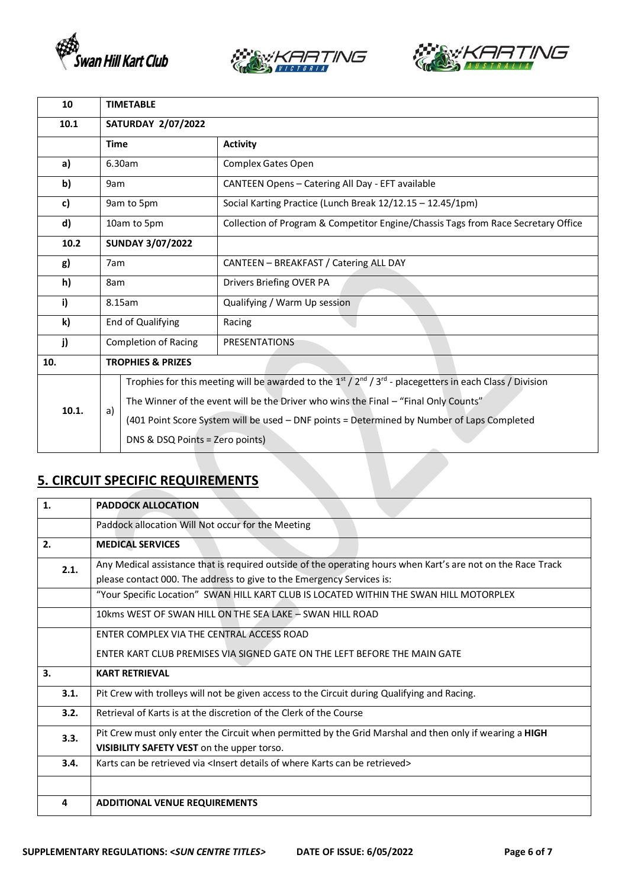| 10 | TIMETABLE | |
|---|---|---|
| 10.1 | **SATURDAY 2/07/2022** | |
| | **Time** | **Activity** |
| a) | 6.30am | Complex Gates Open |
| b) | 9am | CANTEEN Opens – Catering All Day - EFT available |
| c) | 9am to 5pm | Social Karting Practice (Lunch Break 12/12.15 – 12.45/1pm) |
| d) | 10am to 5pm | Collection of Program & Competitor Engine/Chassis Tags from Race Secretary Office |
| 10.2 | **SUNDAY 3/07/2022** | |
| g) | 7am | CANTEEN – BREAKFAST / Catering ALL DAY |
| h) | 8am | Drivers Briefing OVER PA |
| i) | 8.15am | Qualifying / Warm Up session |
| k) | End of Qualifying | Racing |
| j) | Completion of Racing | PRESENTATIONS |

| 10. | TROPHIES & PRIZES | |
|---|---|---|
| 10.1. | a) | Trophies for this meeting will be awarded to the 1st / 2nd / 3rd - placegetters in each Class / Division<br>The Winner of the event will be the Driver who wins the Final – "Final Only Counts"<br>(401 Point Score System will be used – DNF points = Determined by Number of Laps Completed<br>DNS & DSQ Points = Zero points) |

## 5. CIRCUIT SPECIFIC REQUIREMENTS

| 1. | PADDOCK ALLOCATION |
|---|---|
| | Paddock allocation Will Not occur for the Meeting |
| **2.** | **MEDICAL SERVICES** |
| 2.1. | Any Medical assistance that is required outside of the operating hours when Kart's are not on the Race Track please contact 000. The address to give to the Emergency Services is: |
| | "Your Specific Location" SWAN HILL KART CLUB IS LOCATED WITHIN THE SWAN HILL MOTORPLEX |
| | 10kms WEST OF SWAN HILL ON THE SEA LAKE – SWAN HILL ROAD |
| | ENTER COMPLEX VIA THE CENTRAL ACCESS ROAD<br>ENTER KART CLUB PREMISES VIA SIGNED GATE ON THE LEFT BEFORE THE MAIN GATE |
| **3.** | **KART RETRIEVAL** |
| 3.1. | Pit Crew with trolleys will not be given access to the Circuit during Qualifying and Racing. |
| 3.2. | Retrieval of Karts is at the discretion of the Clerk of the Course |
| 3.3. | Pit Crew must only enter the Circuit when permitted by the Grid Marshal and then only if wearing a **HIGH VISIBILITY SAFETY VEST** on the upper torso. |
| 3.4. | Karts can be retrieved via <Insert details of where Karts can be retrieved> |
| | |
| **4** | **ADDITIONAL VENUE REQUIREMENTS** |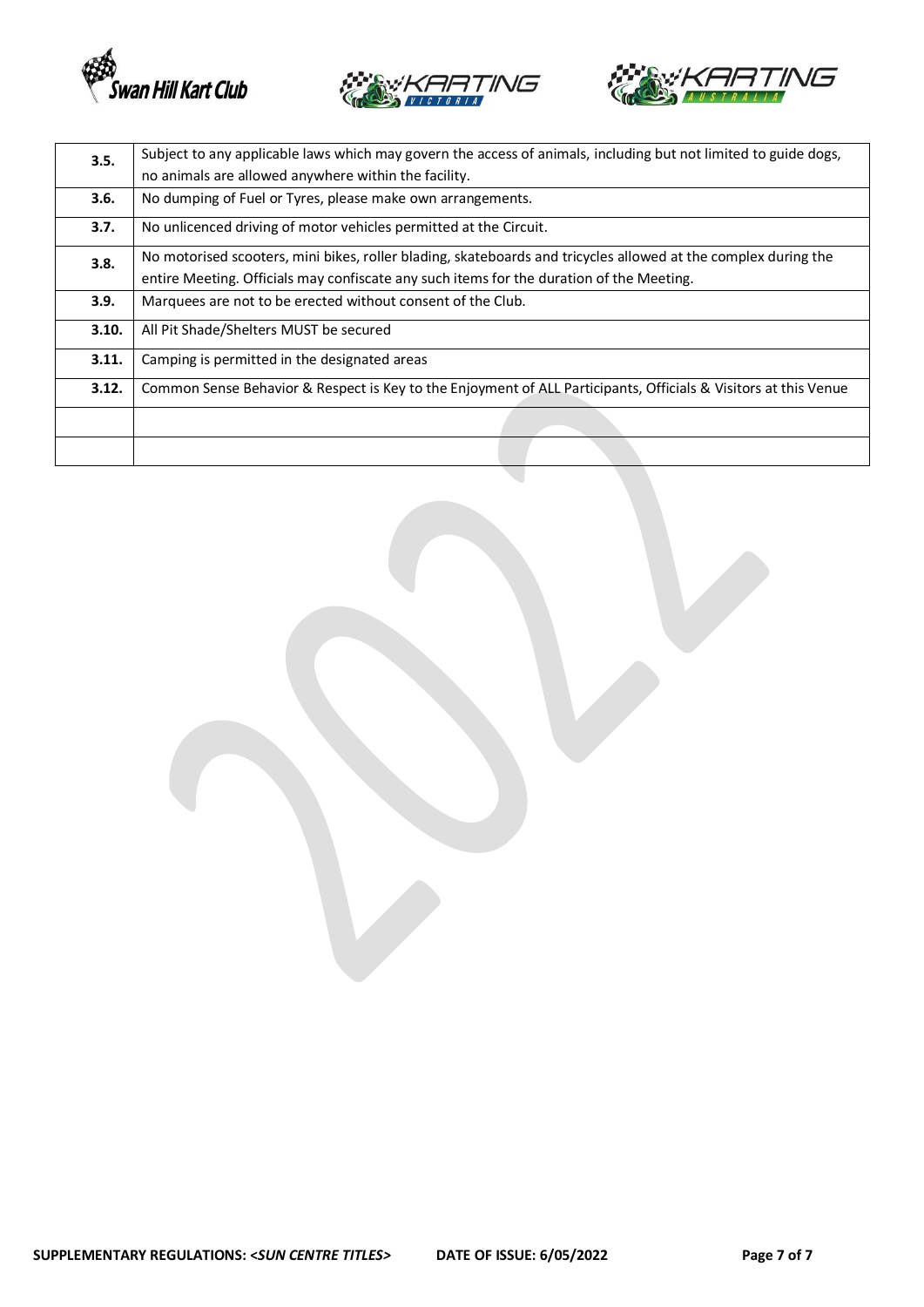| | |
|---|---|
| **3.5.** | Subject to any applicable laws which may govern the access of animals, including but not limited to guide dogs, no animals are allowed anywhere within the facility. |
| **3.6.** | No dumping of Fuel or Tyres, please make own arrangements. |
| **3.7.** | No unlicenced driving of motor vehicles permitted at the Circuit. |
| **3.8.** | No motorised scooters, mini bikes, roller blading, skateboards and tricycles allowed at the complex during the entire Meeting. Officials may confiscate any such items for the duration of the Meeting. |
| **3.9.** | Marquees are not to be erected without consent of the Club. |
| **3.10.** | All Pit Shade/Shelters MUST be secured |
| **3.11.** | Camping is permitted in the designated areas |
| **3.12.** | Common Sense Behavior & Respect is Key to the Enjoyment of ALL Participants, Officials & Visitors at this Venue |
| | |
| | |